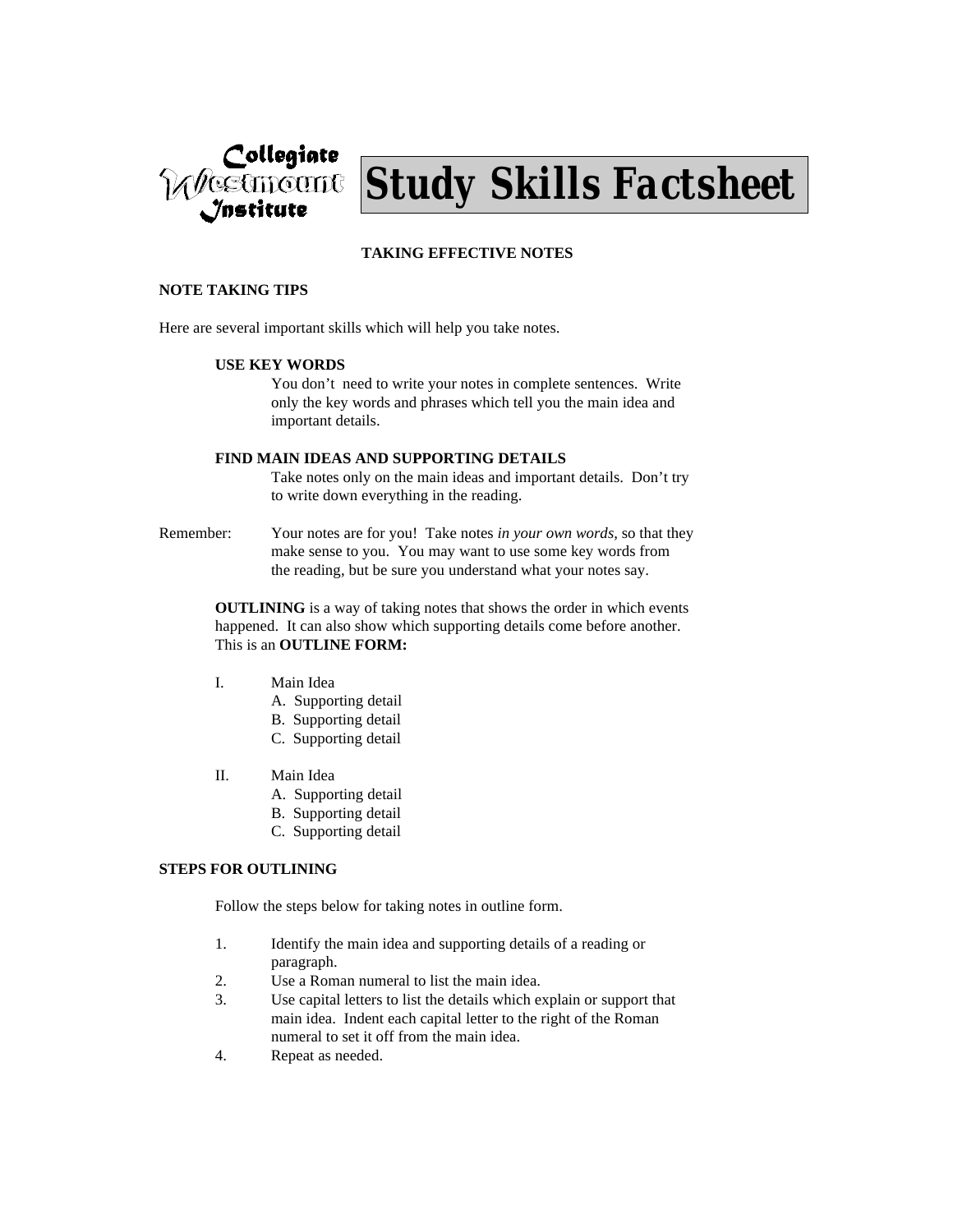Collegiate Westmount Institute

# Study Skills Factsheet

## TAKING EFFECTIVE NOTES

### NOTE TAKING TIPS

Here are several important skills which will help you take notes.

**USE KEY WORDS**

You don't need to write your notes in complete sentences. Write only the key words and phrases which tell you the main idea and important details.

**FIND MAIN IDEAS AND SUPPORTING DETAILS**

Take notes only on the main ideas and important details. Don't try to write down everything in the reading.

Remember: Your notes are for you! Take notes *in your own words,* so that they make sense to you. You may want to use some key words from the reading, but be sure you understand what your notes say.

**OUTLINING** is a way of taking notes that shows the order in which events happened. It can also show which supporting details come before another. This is an **OUTLINE FORM:**

I. Main Idea
   - A. Supporting detail
   - B. Supporting detail
   - C. Supporting detail

II. Main Idea
   - A. Supporting detail
   - B. Supporting detail
   - C. Supporting detail

### STEPS FOR OUTLINING

Follow the steps below for taking notes in outline form.

1. Identify the main idea and supporting details of a reading or paragraph.
2. Use a Roman numeral to list the main idea.
3. Use capital letters to list the details which explain or support that main idea. Indent each capital letter to the right of the Roman numeral to set it off from the main idea.
4. Repeat as needed.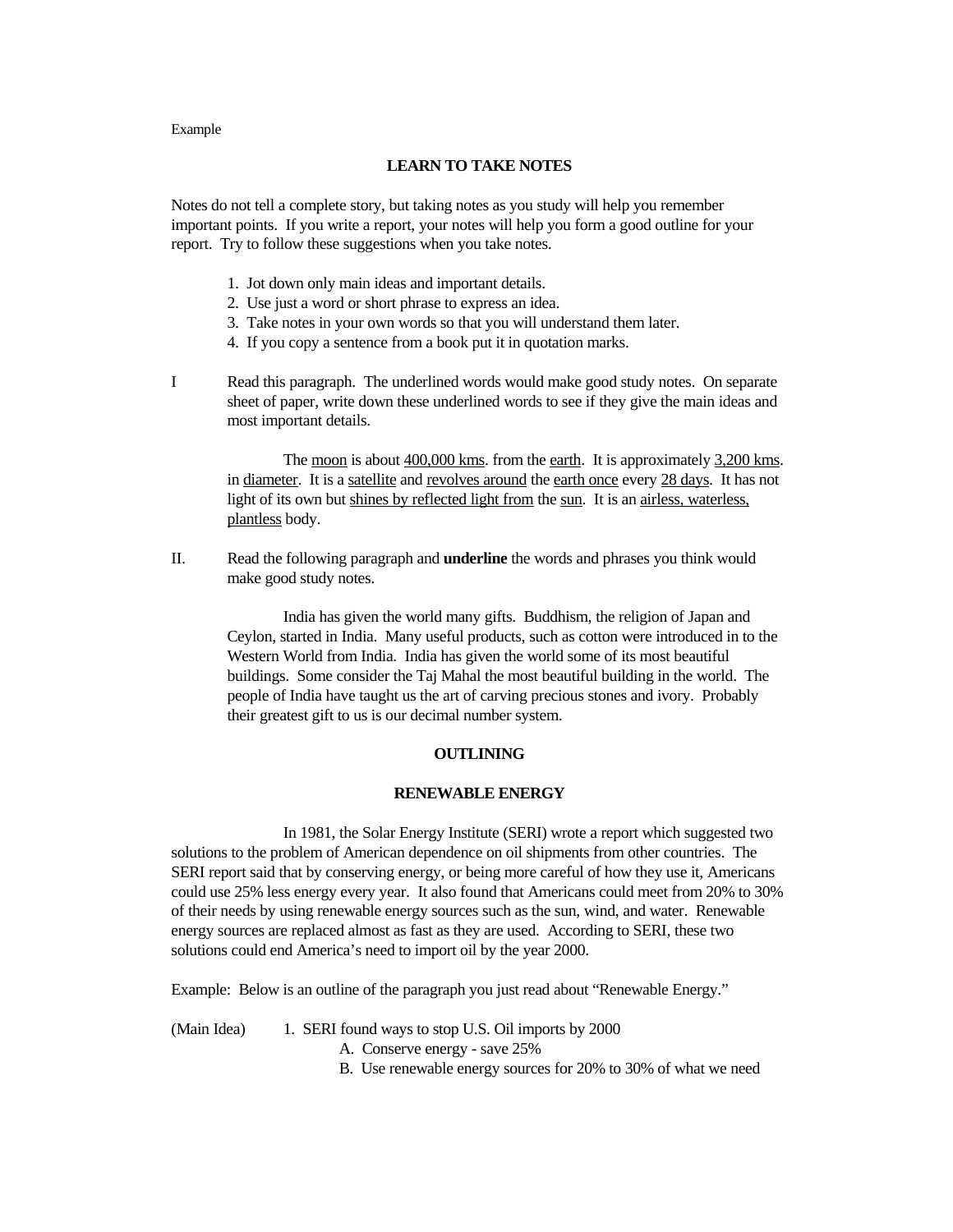Example

## LEARN TO TAKE NOTES

Notes do not tell a complete story, but taking notes as you study will help you remember important points. If you write a report, your notes will help you form a good outline for your report. Try to follow these suggestions when you take notes.

1. Jot down only main ideas and important details.
2. Use just a word or short phrase to express an idea.
3. Take notes in your own words so that you will understand them later.
4. If you copy a sentence from a book put it in quotation marks.

I Read this paragraph. The underlined words would make good study notes. On separate sheet of paper, write down these underlined words to see if they give the main ideas and most important details.

> The <u>moon</u> is about <u>400,000 kms</u>. from the <u>earth</u>. It is approximately <u>3,200 kms</u>. in <u>diameter</u>. It is a <u>satellite</u> and <u>revolves around</u> the <u>earth once</u> every <u>28 days</u>. It has not light of its own but <u>shines by reflected light from</u> the <u>sun</u>. It is an <u>airless, waterless, plantless</u> body.

II. Read the following paragraph and **underline** the words and phrases you think would make good study notes.

> India has given the world many gifts. Buddhism, the religion of Japan and Ceylon, started in India. Many useful products, such as cotton were introduced in to the Western World from India. India has given the world some of its most beautiful buildings. Some consider the Taj Mahal the most beautiful building in the world. The people of India have taught us the art of carving precious stones and ivory. Probably their greatest gift to us is our decimal number system.

## OUTLINING

## RENEWABLE ENERGY

In 1981, the Solar Energy Institute (SERI) wrote a report which suggested two solutions to the problem of American dependence on oil shipments from other countries. The SERI report said that by conserving energy, or being more careful of how they use it, Americans could use 25% less energy every year. It also found that Americans could meet from 20% to 30% of their needs by using renewable energy sources such as the sun, wind, and water. Renewable energy sources are replaced almost as fast as they are used. According to SERI, these two solutions could end America's need to import oil by the year 2000.

Example: Below is an outline of the paragraph you just read about "Renewable Energy."

(Main Idea) 1. SERI found ways to stop U.S. Oil imports by 2000
- A. Conserve energy - save 25%
- B. Use renewable energy sources for 20% to 30% of what we need